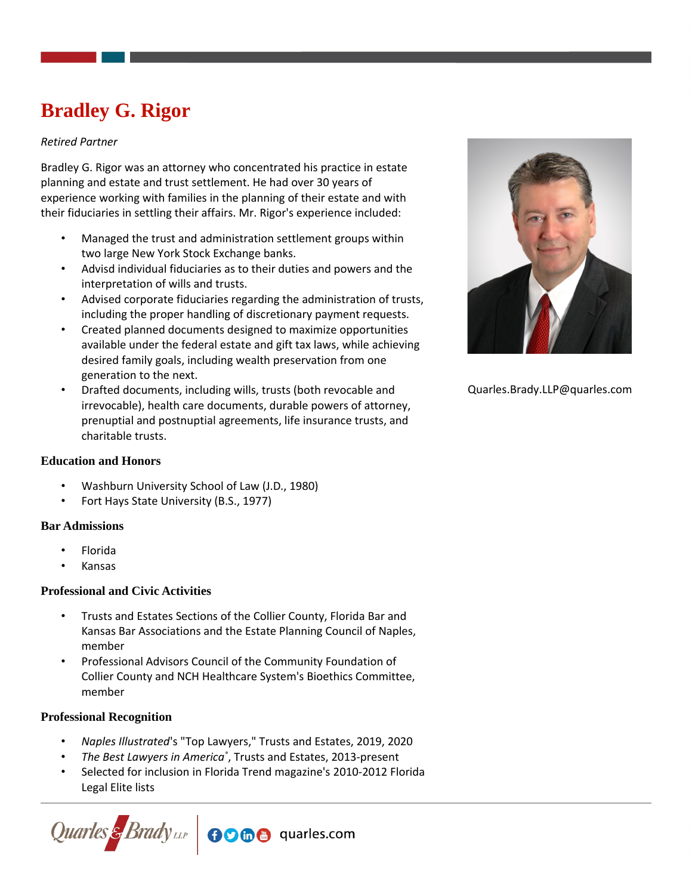# Bradley G. Rigor

*Retired Partner*

Bradley G. Rigor was an attorney who concentrated his practice in estate planning and estate and trust settlement. He had over 30 years of experience working with families in the planning of their estate and with their fiduciaries in settling their affairs. Mr. Rigor's experience included:

- Managed the trust and administration settlement groups within two large New York Stock Exchange banks.
- Advisd individual fiduciaries as to their duties and powers and the interpretation of wills and trusts.
- Advised corporate fiduciaries regarding the administration of trusts, including the proper handling of discretionary payment requests.
- Created planned documents designed to maximize opportunities available under the federal estate and gift tax laws, while achieving desired family goals, including wealth preservation from one generation to the next.
- Drafted documents, including wills, trusts (both revocable and irrevocable), health care documents, durable powers of attorney, prenuptial and postnuptial agreements, life insurance trusts, and charitable trusts.

Quarles.Brady.LLP@quarles.com

### Education and Honors

- Washburn University School of Law (J.D., 1980)
- Fort Hays State University (B.S., 1977)

### Bar Admissions

- Florida
- Kansas

### Professional and Civic Activities

- Trusts and Estates Sections of the Collier County, Florida Bar and Kansas Bar Associations and the Estate Planning Council of Naples, member
- Professional Advisors Council of the Community Foundation of Collier County and NCH Healthcare System's Bioethics Committee, member

### Professional Recognition

- *Naples Illustrated*'s "Top Lawyers," Trusts and Estates, 2019, 2020
- *The Best Lawyers in America*®, Trusts and Estates, 2013-present
- Selected for inclusion in Florida Trend magazine's 2010-2012 Florida Legal Elite lists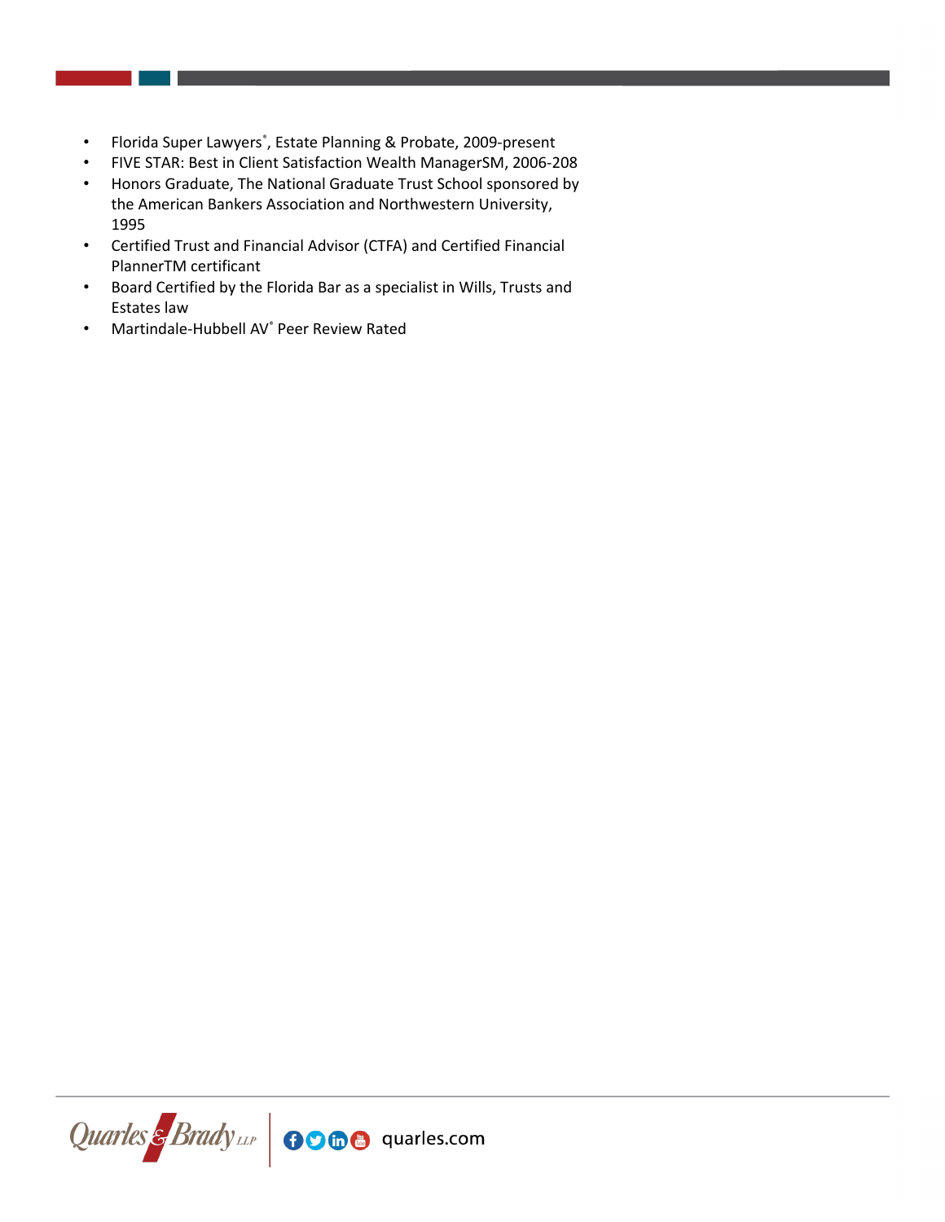- Florida Super Lawyers®, Estate Planning & Probate, 2009-present
- FIVE STAR: Best in Client Satisfaction Wealth ManagerSM, 2006-208
- Honors Graduate, The National Graduate Trust School sponsored by the American Bankers Association and Northwestern University, 1995
- Certified Trust and Financial Advisor (CTFA) and Certified Financial PlannerTM certificant
- Board Certified by the Florida Bar as a specialist in Wills, Trusts and Estates law
- Martindale-Hubbell AV® Peer Review Rated